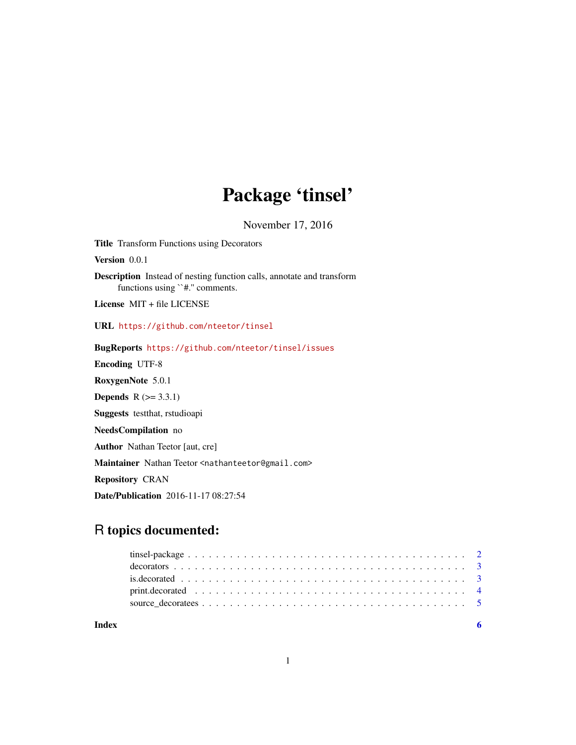# Package 'tinsel'

November 17, 2016

**Title** Transform Functions using Decorators

**Version** 0.0.1

**Description** Instead of nesting function calls, annotate and transform functions using ``#.'' comments.

**License** MIT + file LICENSE

**URL** https://github.com/nteetor/tinsel

**BugReports** https://github.com/nteetor/tinsel/issues

**Encoding** UTF-8

**RoxygenNote** 5.0.1

**Depends** R (>= 3.3.1)

**Suggests** testthat, rstudioapi

**NeedsCompilation** no

**Author** Nathan Teetor [aut, cre]

**Maintainer** Nathan Teetor <nathanteetor@gmail.com>

**Repository** CRAN

**Date/Publication** 2016-11-17 08:27:54

## R topics documented:

- tinsel-package . . . . . . . . . . . . . . . . . . . . . . . . . . . . . . . . . . . . . . . . 2
- decorators . . . . . . . . . . . . . . . . . . . . . . . . . . . . . . . . . . . . . . . . . . 3
- is.decorated . . . . . . . . . . . . . . . . . . . . . . . . . . . . . . . . . . . . . . . . . 3
- print.decorated . . . . . . . . . . . . . . . . . . . . . . . . . . . . . . . . . . . . . . . 4
- source_decoratees . . . . . . . . . . . . . . . . . . . . . . . . . . . . . . . . . . . . . . 5

**Index** 6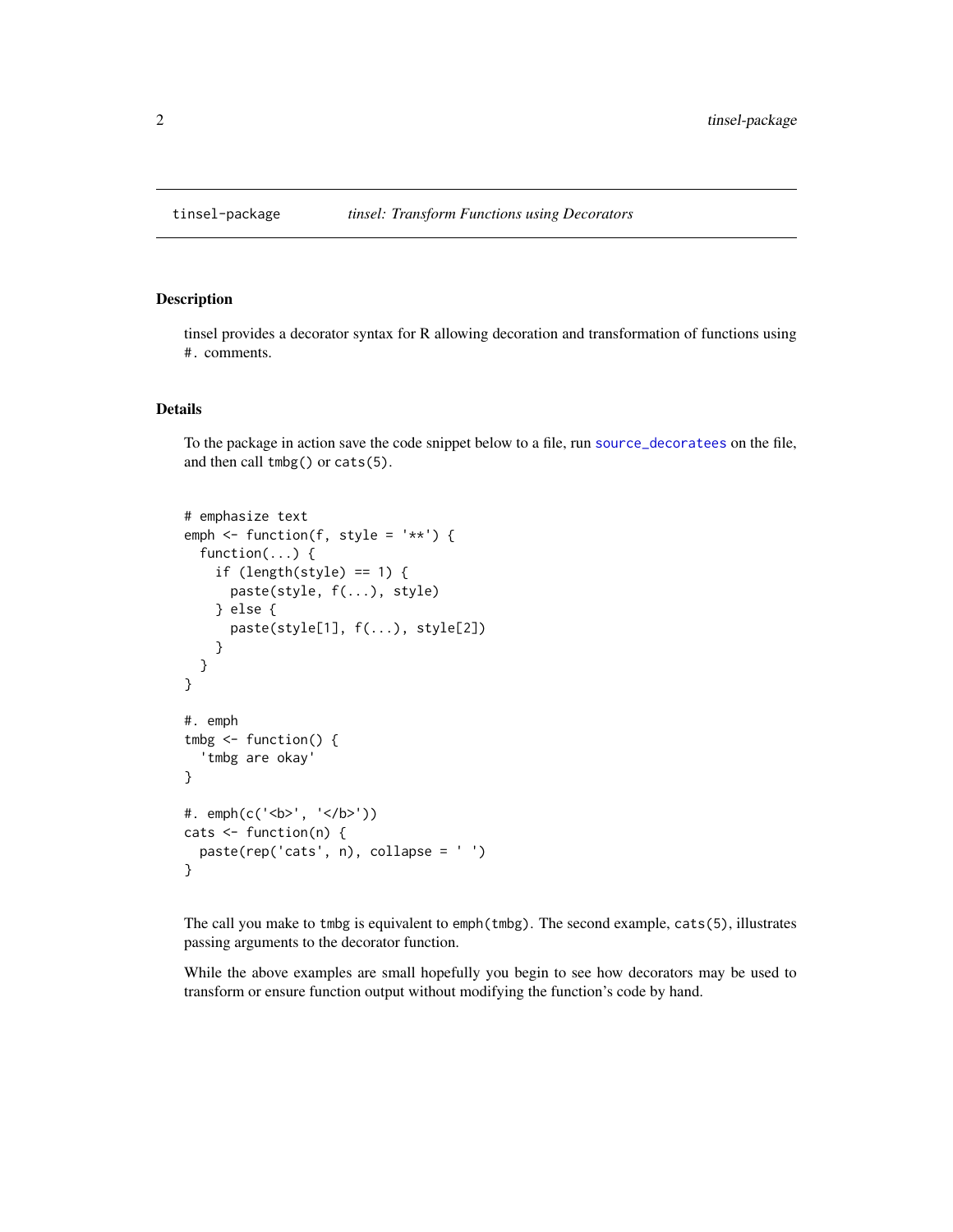tinsel-package — *tinsel: Transform Functions using Decorators*

## Description

tinsel provides a decorator syntax for R allowing decoration and transformation of functions using `#.` comments.

## Details

To the package in action save the code snippet below to a file, run `source_decoratees` on the file, and then call `tmbg()` or `cats(5)`.

```
# emphasize text
emph <- function(f, style = '**') {
  function(...) {
    if (length(style) == 1) {
      paste(style, f(...), style)
    } else {
      paste(style[1], f(...), style[2])
    }
  }
}

#. emph
tmbg <- function() {
  'tmbg are okay'
}

#. emph(c('<b>', '</b>'))
cats <- function(n) {
  paste(rep('cats', n), collapse = ' ')
}
```

The call you make to `tmbg` is equivalent to `emph(tmbg)`. The second example, `cats(5)`, illustrates passing arguments to the decorator function.

While the above examples are small hopefully you begin to see how decorators may be used to transform or ensure function output without modifying the function's code by hand.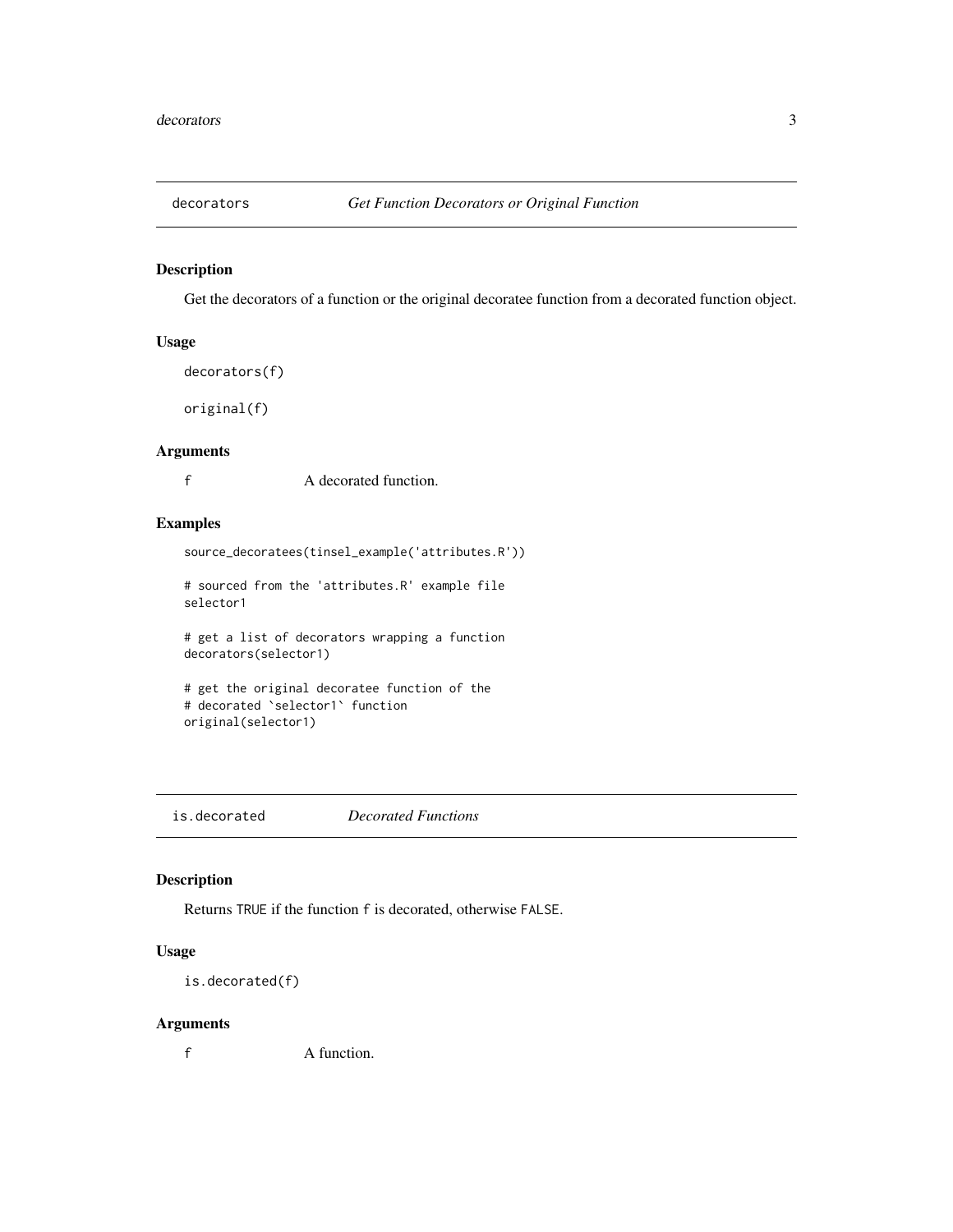## decorators — *Get Function Decorators or Original Function*

### Description

Get the decorators of a function or the original decoratee function from a decorated function object.

### Usage

```
decorators(f)

original(f)
```

### Arguments

| | |
|---|---|
| f | A decorated function. |

### Examples

```
source_decoratees(tinsel_example('attributes.R'))

# sourced from the 'attributes.R' example file
selector1

# get a list of decorators wrapping a function
decorators(selector1)

# get the original decoratee function of the
# decorated `selector1` function
original(selector1)
```

## is.decorated — *Decorated Functions*

### Description

Returns `TRUE` if the function `f` is decorated, otherwise `FALSE`.

### Usage

```
is.decorated(f)
```

### Arguments

| | |
|---|---|
| f | A function. |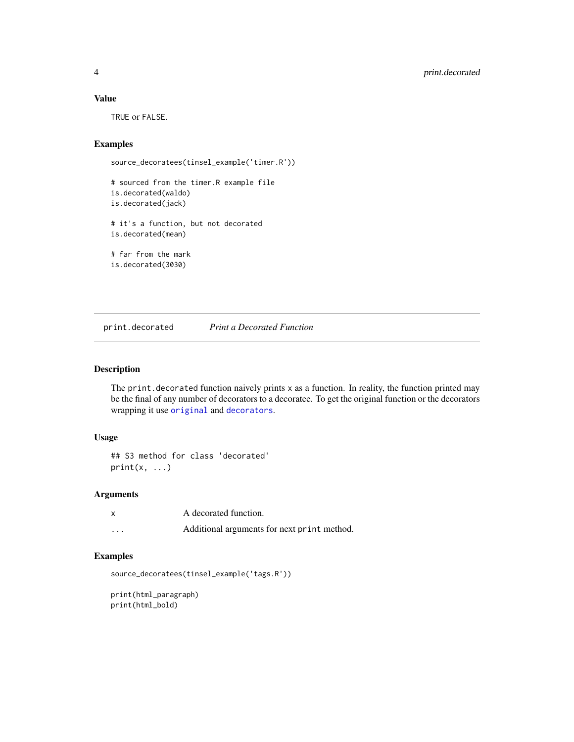## Value

TRUE or FALSE.

## Examples

```
source_decoratees(tinsel_example('timer.R'))

# sourced from the timer.R example file
is.decorated(waldo)
is.decorated(jack)

# it's a function, but not decorated
is.decorated(mean)

# far from the mark
is.decorated(3030)
```

---

# print.decorated — *Print a Decorated Function*

## Description

The `print.decorated` function naively prints `x` as a function. In reality, the function printed may be the final of any number of decorators to a decoratee. To get the original function or the decorators wrapping it use `original` and `decorators`.

## Usage

```
## S3 method for class 'decorated'
print(x, ...)
```

## Arguments

| | |
|---|---|
| x | A decorated function. |
| ... | Additional arguments for next `print` method. |

## Examples

```
source_decoratees(tinsel_example('tags.R'))

print(html_paragraph)
print(html_bold)
```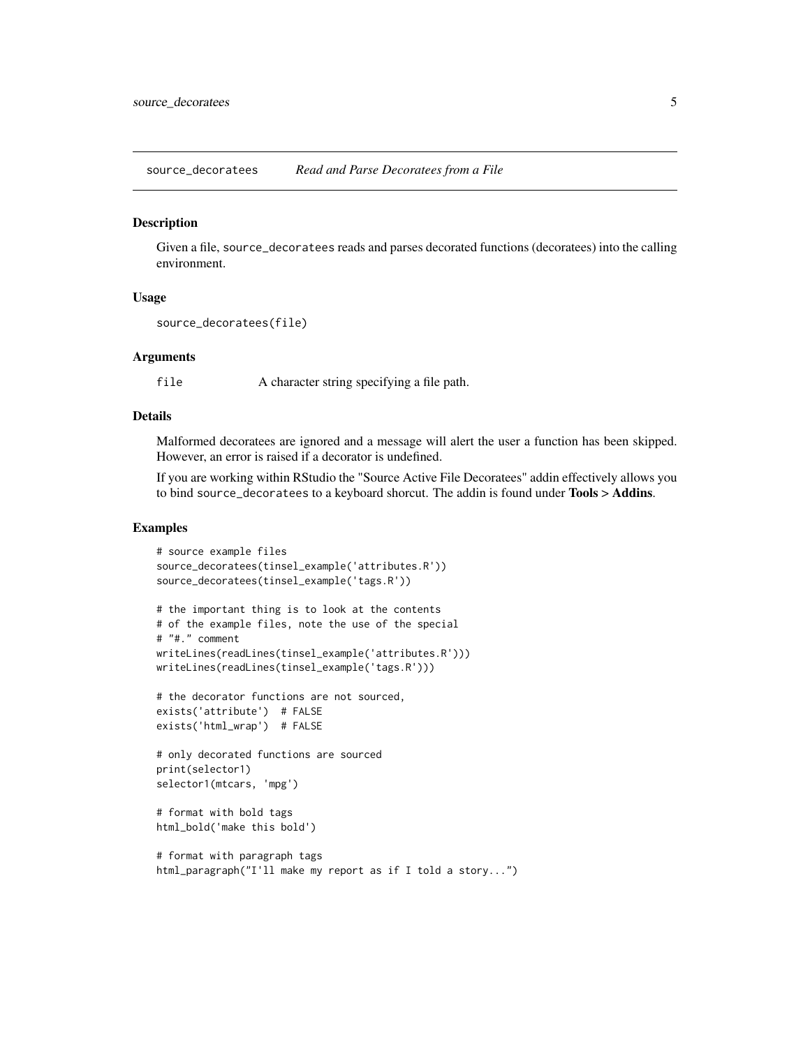## source_decoratees — *Read and Parse Decoratees from a File*

### Description

Given a file, `source_decoratees` reads and parses decorated functions (decoratees) into the calling environment.

### Usage

```
source_decoratees(file)
```

### Arguments

| | |
|---|---|
| `file` | A character string specifying a file path. |

### Details

Malformed decoratees are ignored and a message will alert the user a function has been skipped. However, an error is raised if a decorator is undefined.

If you are working within RStudio the "Source Active File Decoratees" addin effectively allows you to bind `source_decoratees` to a keyboard shorcut. The addin is found under **Tools > Addins**.

### Examples

```
# source example files
source_decoratees(tinsel_example('attributes.R'))
source_decoratees(tinsel_example('tags.R'))

# the important thing is to look at the contents
# of the example files, note the use of the special
# "#." comment
writeLines(readLines(tinsel_example('attributes.R')))
writeLines(readLines(tinsel_example('tags.R')))

# the decorator functions are not sourced,
exists('attribute')  # FALSE
exists('html_wrap')  # FALSE

# only decorated functions are sourced
print(selector1)
selector1(mtcars, 'mpg')

# format with bold tags
html_bold('make this bold')

# format with paragraph tags
html_paragraph("I'll make my report as if I told a story...")
```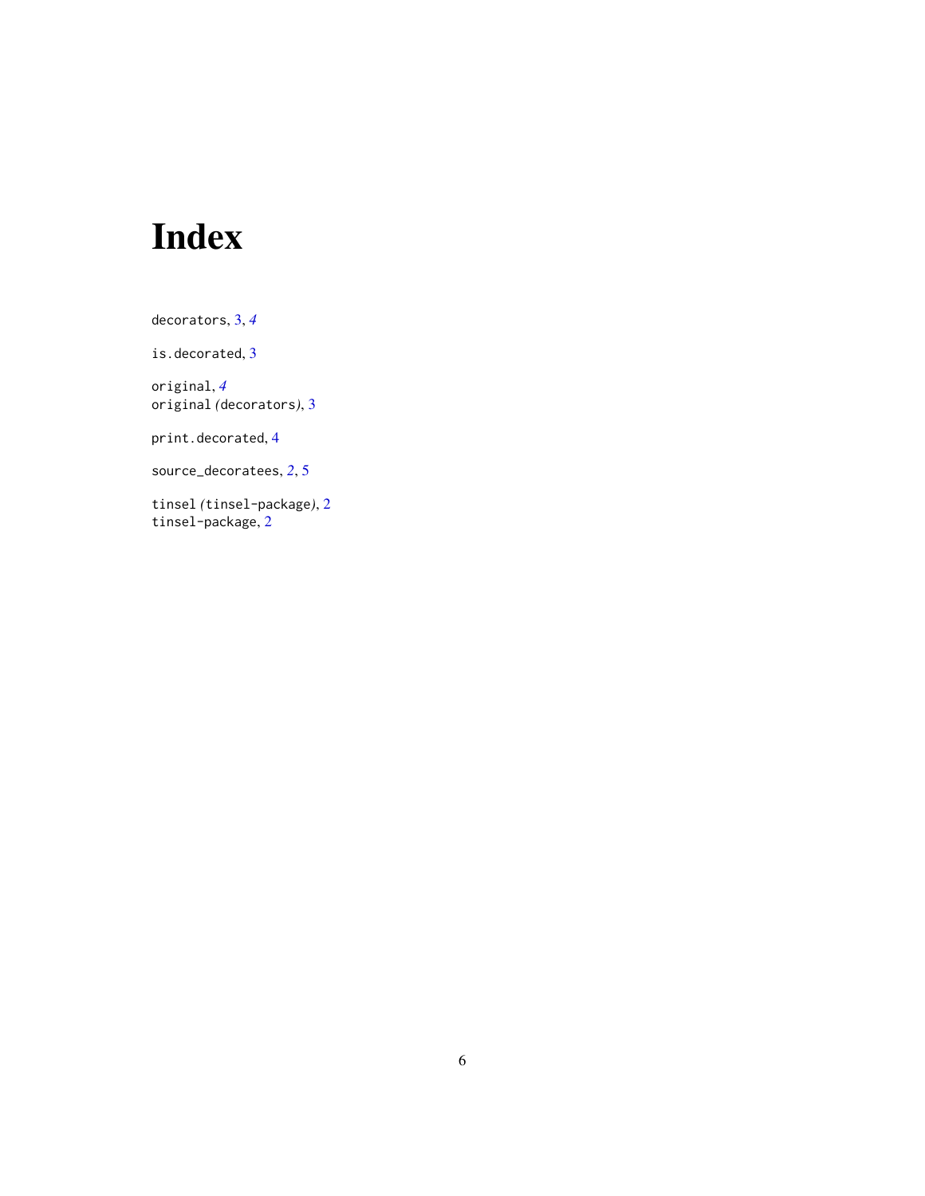# Index

decorators, 3, *4*

is.decorated, 3

original, *4*
original *(*decorators*)*, 3

print.decorated, 4

source_decoratees, *2*, 5

tinsel *(*tinsel-package*)*, 2
tinsel-package, 2